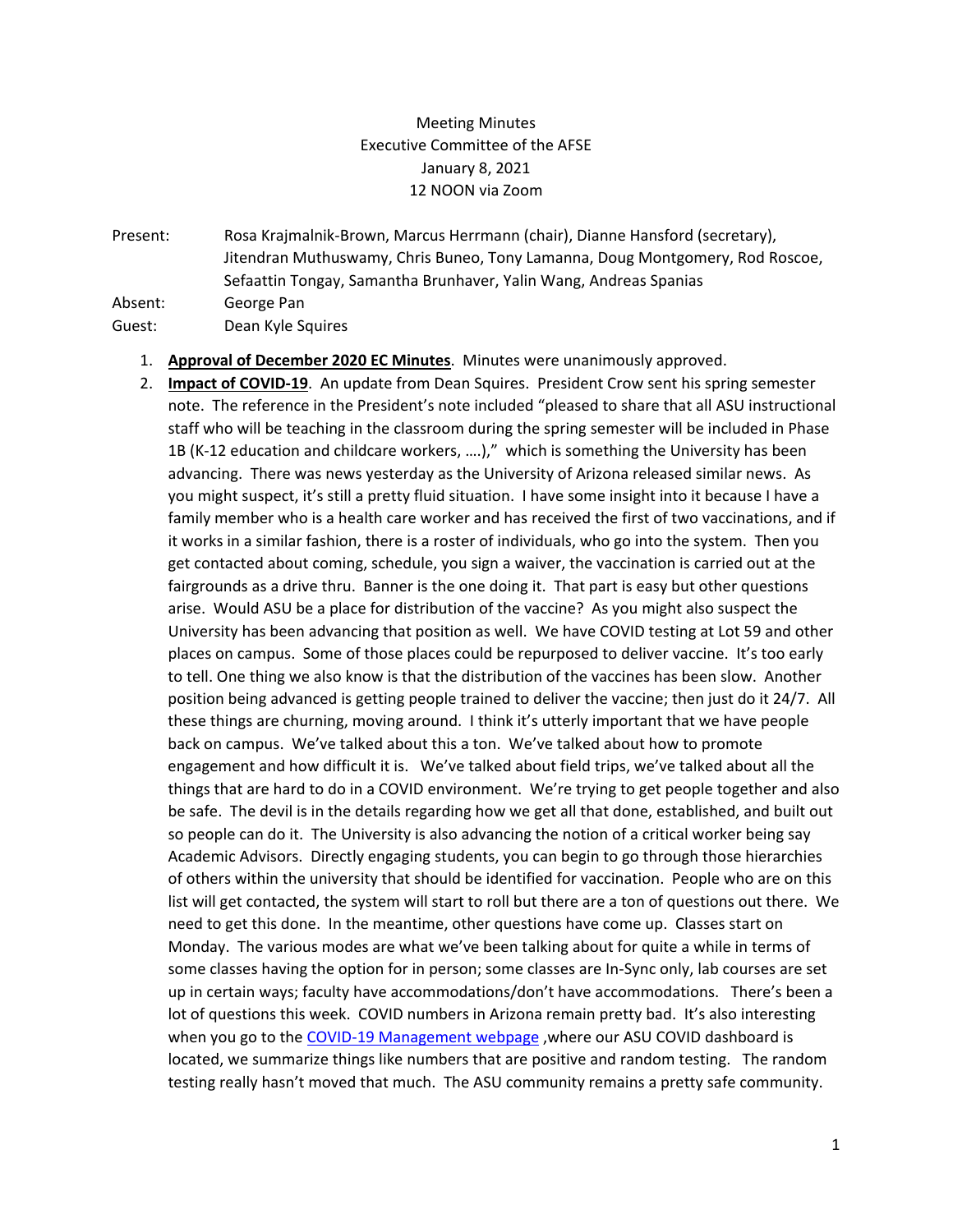Meeting Minutes
Executive Committee of the AFSE
January 8, 2021
12 NOON via Zoom

Present: Rosa Krajmalnik-Brown, Marcus Herrmann (chair), Dianne Hansford (secretary), Jitendran Muthuswamy, Chris Buneo, Tony Lamanna, Doug Montgomery, Rod Roscoe, Sefaattin Tongay, Samantha Brunhaver, Yalin Wang, Andreas Spanias

Absent: George Pan

Guest: Dean Kyle Squires

1. **Approval of December 2020 EC Minutes**. Minutes were unanimously approved.
2. **Impact of COVID-19**. An update from Dean Squires. President Crow sent his spring semester note. The reference in the President's note included "pleased to share that all ASU instructional staff who will be teaching in the classroom during the spring semester will be included in Phase 1B (K-12 education and childcare workers, ….)," which is something the University has been advancing. There was news yesterday as the University of Arizona released similar news. As you might suspect, it's still a pretty fluid situation. I have some insight into it because I have a family member who is a health care worker and has received the first of two vaccinations, and if it works in a similar fashion, there is a roster of individuals, who go into the system. Then you get contacted about coming, schedule, you sign a waiver, the vaccination is carried out at the fairgrounds as a drive thru. Banner is the one doing it. That part is easy but other questions arise. Would ASU be a place for distribution of the vaccine? As you might also suspect the University has been advancing that position as well. We have COVID testing at Lot 59 and other places on campus. Some of those places could be repurposed to deliver vaccine. It's too early to tell. One thing we also know is that the distribution of the vaccines has been slow. Another position being advanced is getting people trained to deliver the vaccine; then just do it 24/7. All these things are churning, moving around. I think it's utterly important that we have people back on campus. We've talked about this a ton. We've talked about how to promote engagement and how difficult it is. We've talked about field trips, we've talked about all the things that are hard to do in a COVID environment. We're trying to get people together and also be safe. The devil is in the details regarding how we get all that done, established, and built out so people can do it. The University is also advancing the notion of a critical worker being say Academic Advisors. Directly engaging students, you can begin to go through those hierarchies of others within the university that should be identified for vaccination. People who are on this list will get contacted, the system will start to roll but there are a ton of questions out there. We need to get this done. In the meantime, other questions have come up. Classes start on Monday. The various modes are what we've been talking about for quite a while in terms of some classes having the option for in person; some classes are In-Sync only, lab courses are set up in certain ways; faculty have accommodations/don't have accommodations. There's been a lot of questions this week. COVID numbers in Arizona remain pretty bad. It's also interesting when you go to the COVID-19 Management webpage ,where our ASU COVID dashboard is located, we summarize things like numbers that are positive and random testing. The random testing really hasn't moved that much. The ASU community remains a pretty safe community.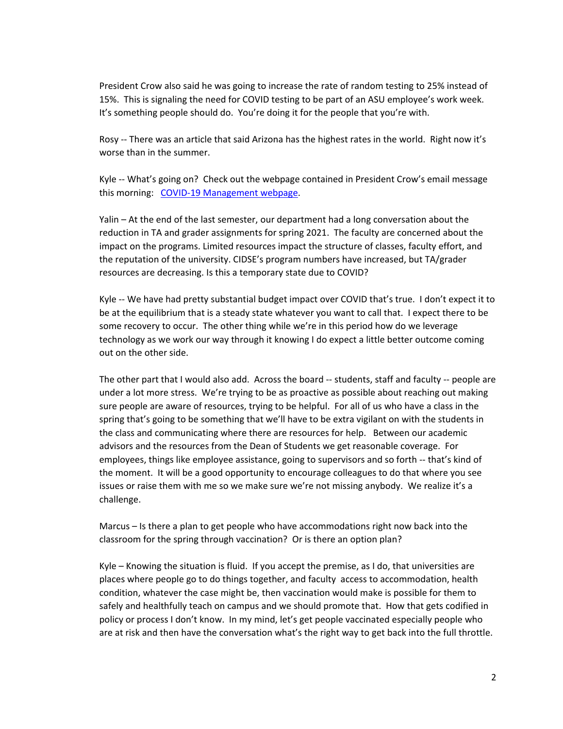President Crow also said he was going to increase the rate of random testing to 25% instead of 15%. This is signaling the need for COVID testing to be part of an ASU employee's work week. It's something people should do. You're doing it for the people that you're with.

Rosy -- There was an article that said Arizona has the highest rates in the world. Right now it's worse than in the summer.

Kyle -- What's going on? Check out the webpage contained in President Crow's email message this morning: [COVID-19 Management webpage](COVID-19 Management webpage).

Yalin – At the end of the last semester, our department had a long conversation about the reduction in TA and grader assignments for spring 2021. The faculty are concerned about the impact on the programs. Limited resources impact the structure of classes, faculty effort, and the reputation of the university. CIDSE's program numbers have increased, but TA/grader resources are decreasing. Is this a temporary state due to COVID?

Kyle -- We have had pretty substantial budget impact over COVID that's true. I don't expect it to be at the equilibrium that is a steady state whatever you want to call that. I expect there to be some recovery to occur. The other thing while we're in this period how do we leverage technology as we work our way through it knowing I do expect a little better outcome coming out on the other side.

The other part that I would also add. Across the board -- students, staff and faculty -- people are under a lot more stress. We're trying to be as proactive as possible about reaching out making sure people are aware of resources, trying to be helpful. For all of us who have a class in the spring that's going to be something that we'll have to be extra vigilant on with the students in the class and communicating where there are resources for help. Between our academic advisors and the resources from the Dean of Students we get reasonable coverage. For employees, things like employee assistance, going to supervisors and so forth -- that's kind of the moment. It will be a good opportunity to encourage colleagues to do that where you see issues or raise them with me so we make sure we're not missing anybody. We realize it's a challenge.

Marcus – Is there a plan to get people who have accommodations right now back into the classroom for the spring through vaccination? Or is there an option plan?

Kyle – Knowing the situation is fluid. If you accept the premise, as I do, that universities are places where people go to do things together, and faculty access to accommodation, health condition, whatever the case might be, then vaccination would make is possible for them to safely and healthfully teach on campus and we should promote that. How that gets codified in policy or process I don't know. In my mind, let's get people vaccinated especially people who are at risk and then have the conversation what's the right way to get back into the full throttle.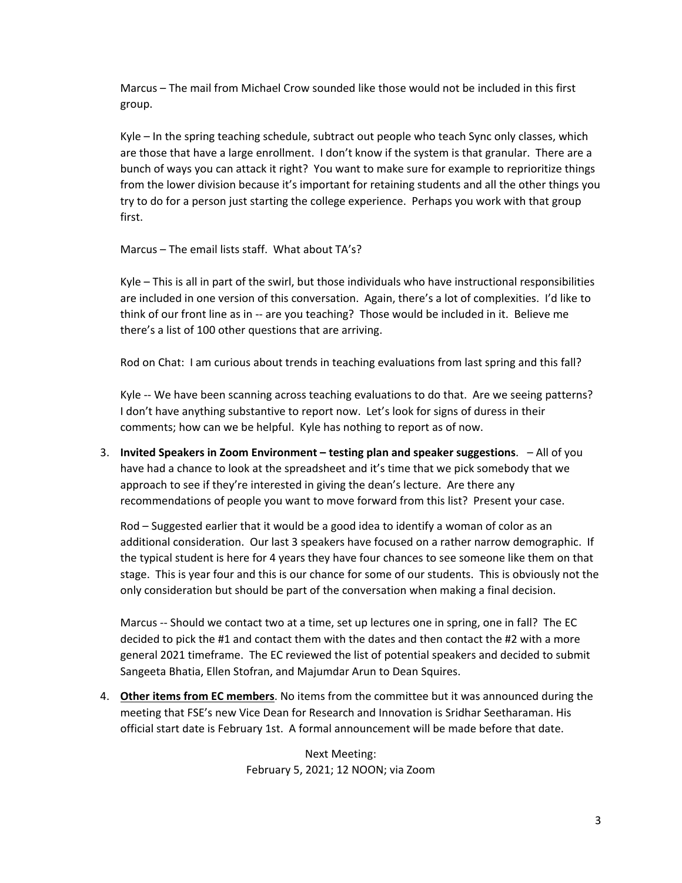Marcus – The mail from Michael Crow sounded like those would not be included in this first group.

Kyle – In the spring teaching schedule, subtract out people who teach Sync only classes, which are those that have a large enrollment. I don't know if the system is that granular. There are a bunch of ways you can attack it right? You want to make sure for example to reprioritize things from the lower division because it's important for retaining students and all the other things you try to do for a person just starting the college experience. Perhaps you work with that group first.

Marcus – The email lists staff. What about TA's?

Kyle – This is all in part of the swirl, but those individuals who have instructional responsibilities are included in one version of this conversation. Again, there's a lot of complexities. I'd like to think of our front line as in -- are you teaching? Those would be included in it. Believe me there's a list of 100 other questions that are arriving.

Rod on Chat: I am curious about trends in teaching evaluations from last spring and this fall?

Kyle -- We have been scanning across teaching evaluations to do that. Are we seeing patterns? I don't have anything substantive to report now. Let's look for signs of duress in their comments; how can we be helpful. Kyle has nothing to report as of now.

3. **Invited Speakers in Zoom Environment – testing plan and speaker suggestions**. – All of you have had a chance to look at the spreadsheet and it's time that we pick somebody that we approach to see if they're interested in giving the dean's lecture. Are there any recommendations of people you want to move forward from this list? Present your case.

   Rod – Suggested earlier that it would be a good idea to identify a woman of color as an additional consideration. Our last 3 speakers have focused on a rather narrow demographic. If the typical student is here for 4 years they have four chances to see someone like them on that stage. This is year four and this is our chance for some of our students. This is obviously not the only consideration but should be part of the conversation when making a final decision.

   Marcus -- Should we contact two at a time, set up lectures one in spring, one in fall? The EC decided to pick the #1 and contact them with the dates and then contact the #2 with a more general 2021 timeframe. The EC reviewed the list of potential speakers and decided to submit Sangeeta Bhatia, Ellen Stofran, and Majumdar Arun to Dean Squires.

4. **<u>Other items from EC members</u>**. No items from the committee but it was announced during the meeting that FSE's new Vice Dean for Research and Innovation is Sridhar Seetharaman. His official start date is February 1st. A formal announcement will be made before that date.

Next Meeting:
February 5, 2021; 12 NOON; via Zoom